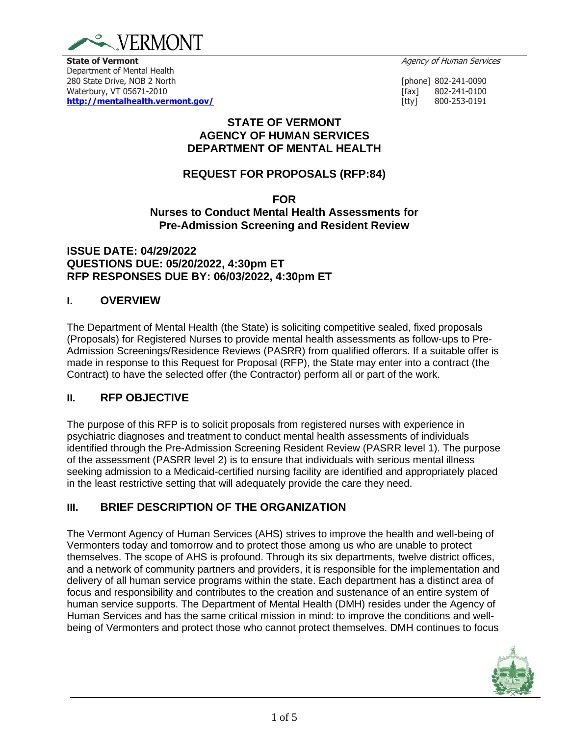**State of Vermont**
Department of Mental Health
280 State Drive, NOB 2 North
Waterbury, VT 05671-2010
**http://mentalhealth.vermont.gov/**

*Agency of Human Services*

[phone] 802-241-0090
[fax] 802-241-0100
[tty] 800-253-0191

# STATE OF VERMONT
# AGENCY OF HUMAN SERVICES
# DEPARTMENT OF MENTAL HEALTH

## REQUEST FOR PROPOSALS (RFP:84)

## FOR
## Nurses to Conduct Mental Health Assessments for Pre-Admission Screening and Resident Review

**ISSUE DATE: 04/29/2022**
**QUESTIONS DUE: 05/20/2022, 4:30pm ET**
**RFP RESPONSES DUE BY: 06/03/2022, 4:30pm ET**

## I. OVERVIEW

The Department of Mental Health (the State) is soliciting competitive sealed, fixed proposals (Proposals) for Registered Nurses to provide mental health assessments as follow-ups to Pre-Admission Screenings/Residence Reviews (PASRR) from qualified offerors. If a suitable offer is made in response to this Request for Proposal (RFP), the State may enter into a contract (the Contract) to have the selected offer (the Contractor) perform all or part of the work.

## II. RFP OBJECTIVE

The purpose of this RFP is to solicit proposals from registered nurses with experience in psychiatric diagnoses and treatment to conduct mental health assessments of individuals identified through the Pre-Admission Screening Resident Review (PASRR level 1). The purpose of the assessment (PASRR level 2) is to ensure that individuals with serious mental illness seeking admission to a Medicaid-certified nursing facility are identified and appropriately placed in the least restrictive setting that will adequately provide the care they need.

## III. BRIEF DESCRIPTION OF THE ORGANIZATION

The Vermont Agency of Human Services (AHS) strives to improve the health and well-being of Vermonters today and tomorrow and to protect those among us who are unable to protect themselves. The scope of AHS is profound. Through its six departments, twelve district offices, and a network of community partners and providers, it is responsible for the implementation and delivery of all human service programs within the state. Each department has a distinct area of focus and responsibility and contributes to the creation and sustenance of an entire system of human service supports. The Department of Mental Health (DMH) resides under the Agency of Human Services and has the same critical mission in mind: to improve the conditions and well-being of Vermonters and protect those who cannot protect themselves. DMH continues to focus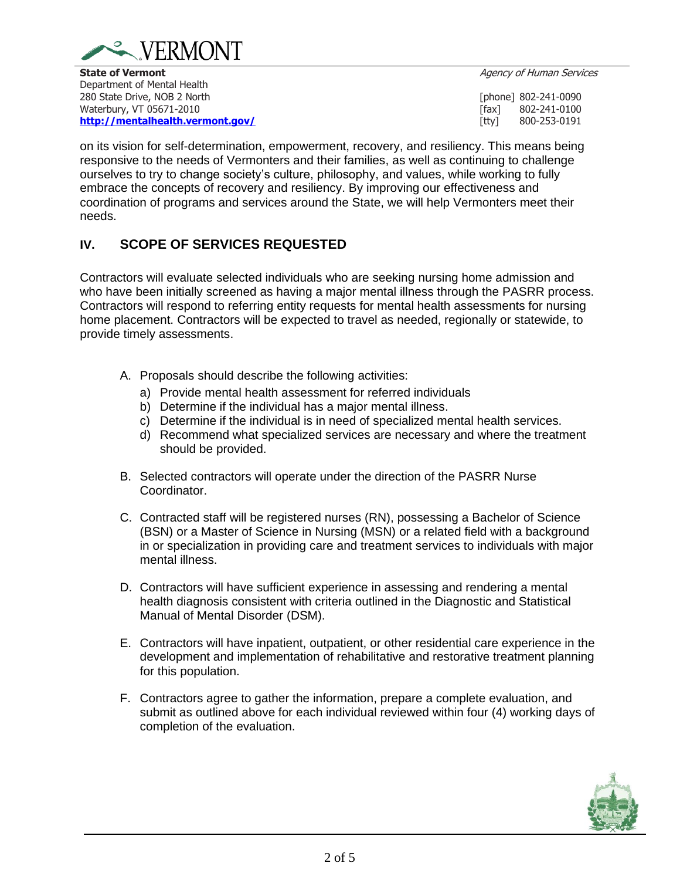on its vision for self-determination, empowerment, recovery, and resiliency. This means being responsive to the needs of Vermonters and their families, as well as continuing to challenge ourselves to try to change society's culture, philosophy, and values, while working to fully embrace the concepts of recovery and resiliency. By improving our effectiveness and coordination of programs and services around the State, we will help Vermonters meet their needs.

## IV. SCOPE OF SERVICES REQUESTED

Contractors will evaluate selected individuals who are seeking nursing home admission and who have been initially screened as having a major mental illness through the PASRR process. Contractors will respond to referring entity requests for mental health assessments for nursing home placement. Contractors will be expected to travel as needed, regionally or statewide, to provide timely assessments.

A. Proposals should describe the following activities:
   a) Provide mental health assessment for referred individuals
   b) Determine if the individual has a major mental illness.
   c) Determine if the individual is in need of specialized mental health services.
   d) Recommend what specialized services are necessary and where the treatment should be provided.

B. Selected contractors will operate under the direction of the PASRR Nurse Coordinator.

C. Contracted staff will be registered nurses (RN), possessing a Bachelor of Science (BSN) or a Master of Science in Nursing (MSN) or a related field with a background in or specialization in providing care and treatment services to individuals with major mental illness.

D. Contractors will have sufficient experience in assessing and rendering a mental health diagnosis consistent with criteria outlined in the Diagnostic and Statistical Manual of Mental Disorder (DSM).

E. Contractors will have inpatient, outpatient, or other residential care experience in the development and implementation of rehabilitative and restorative treatment planning for this population.

F. Contractors agree to gather the information, prepare a complete evaluation, and submit as outlined above for each individual reviewed within four (4) working days of completion of the evaluation.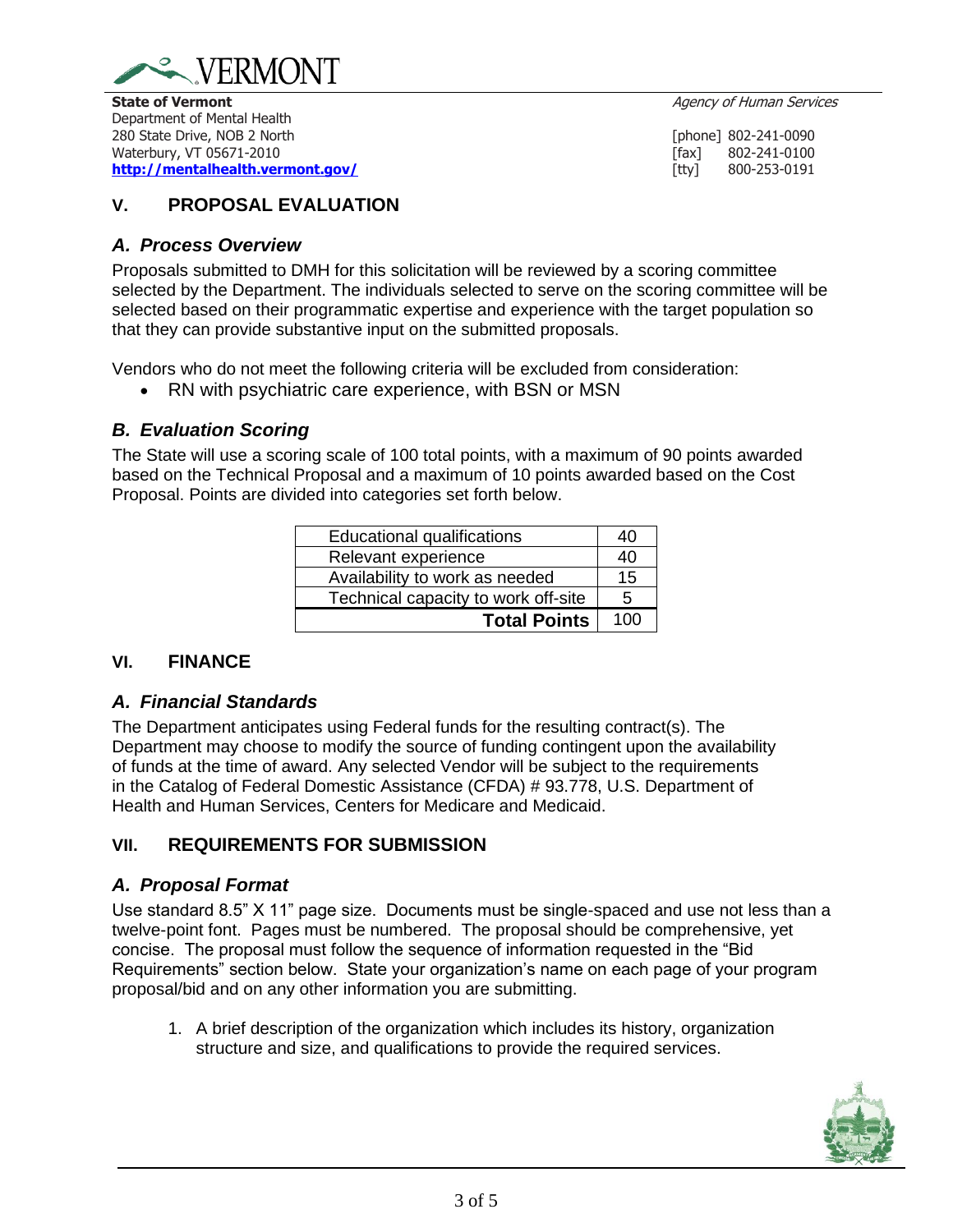**State of Vermont**
Department of Mental Health
280 State Drive, NOB 2 North
Waterbury, VT 05671-2010
**http://mentalhealth.vermont.gov/**

*Agency of Human Services*

[phone] 802-241-0090
[fax] 802-241-0100
[tty] 800-253-0191

## V. PROPOSAL EVALUATION

### *A. Process Overview*

Proposals submitted to DMH for this solicitation will be reviewed by a scoring committee selected by the Department. The individuals selected to serve on the scoring committee will be selected based on their programmatic expertise and experience with the target population so that they can provide substantive input on the submitted proposals.

Vendors who do not meet the following criteria will be excluded from consideration:

- RN with psychiatric care experience, with BSN or MSN

### *B. Evaluation Scoring*

The State will use a scoring scale of 100 total points, with a maximum of 90 points awarded based on the Technical Proposal and a maximum of 10 points awarded based on the Cost Proposal. Points are divided into categories set forth below.

| Category | Points |
|---|---|
| Educational qualifications | 40 |
| Relevant experience | 40 |
| Availability to work as needed | 15 |
| Technical capacity to work off-site | 5 |
| **Total Points** | 100 |

## VI. FINANCE

### *A. Financial Standards*

The Department anticipates using Federal funds for the resulting contract(s). The Department may choose to modify the source of funding contingent upon the availability of funds at the time of award. Any selected Vendor will be subject to the requirements in the Catalog of Federal Domestic Assistance (CFDA) # 93.778, U.S. Department of Health and Human Services, Centers for Medicare and Medicaid.

## VII. REQUIREMENTS FOR SUBMISSION

### *A. Proposal Format*

Use standard 8.5" X 11" page size. Documents must be single-spaced and use not less than a twelve-point font. Pages must be numbered. The proposal should be comprehensive, yet concise. The proposal must follow the sequence of information requested in the "Bid Requirements" section below. State your organization's name on each page of your program proposal/bid and on any other information you are submitting.

1. A brief description of the organization which includes its history, organization structure and size, and qualifications to provide the required services.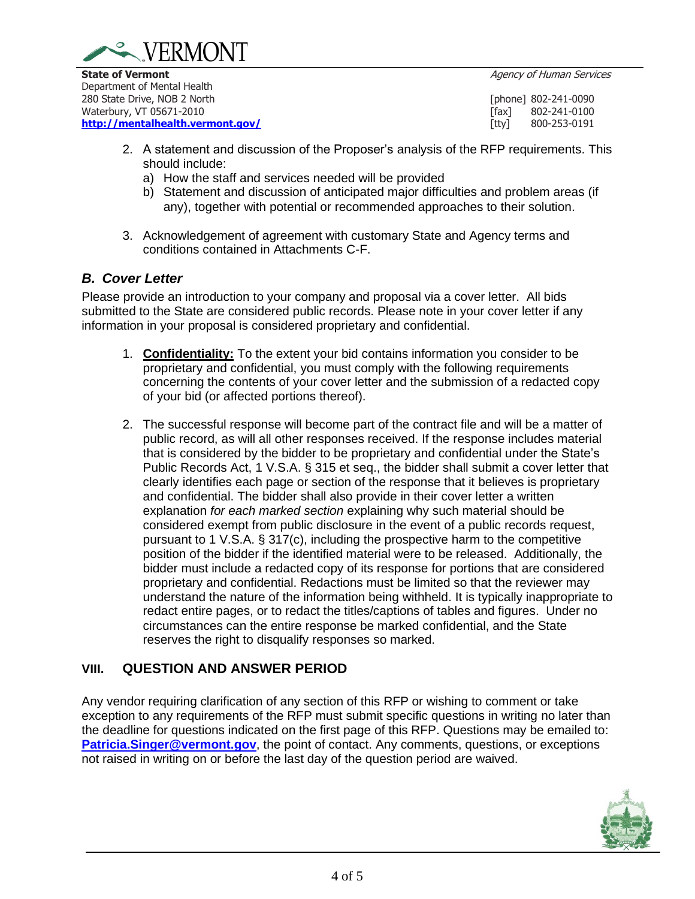2. A statement and discussion of the Proposer's analysis of the RFP requirements. This should include:
   a) How the staff and services needed will be provided
   b) Statement and discussion of anticipated major difficulties and problem areas (if any), together with potential or recommended approaches to their solution.

3. Acknowledgement of agreement with customary State and Agency terms and conditions contained in Attachments C-F.

### *B. Cover Letter*

Please provide an introduction to your company and proposal via a cover letter. All bids submitted to the State are considered public records. Please note in your cover letter if any information in your proposal is considered proprietary and confidential.

1. **Confidentiality:** To the extent your bid contains information you consider to be proprietary and confidential, you must comply with the following requirements concerning the contents of your cover letter and the submission of a redacted copy of your bid (or affected portions thereof).

2. The successful response will become part of the contract file and will be a matter of public record, as will all other responses received. If the response includes material that is considered by the bidder to be proprietary and confidential under the State's Public Records Act, 1 V.S.A. § 315 et seq., the bidder shall submit a cover letter that clearly identifies each page or section of the response that it believes is proprietary and confidential. The bidder shall also provide in their cover letter a written explanation *for each marked section* explaining why such material should be considered exempt from public disclosure in the event of a public records request, pursuant to 1 V.S.A. § 317(c), including the prospective harm to the competitive position of the bidder if the identified material were to be released. Additionally, the bidder must include a redacted copy of its response for portions that are considered proprietary and confidential. Redactions must be limited so that the reviewer may understand the nature of the information being withheld. It is typically inappropriate to redact entire pages, or to redact the titles/captions of tables and figures. Under no circumstances can the entire response be marked confidential, and the State reserves the right to disqualify responses so marked.

## VIII. QUESTION AND ANSWER PERIOD

Any vendor requiring clarification of any section of this RFP or wishing to comment or take exception to any requirements of the RFP must submit specific questions in writing no later than the deadline for questions indicated on the first page of this RFP. Questions may be emailed to: **Patricia.Singer@vermont.gov**, the point of contact. Any comments, questions, or exceptions not raised in writing on or before the last day of the question period are waived.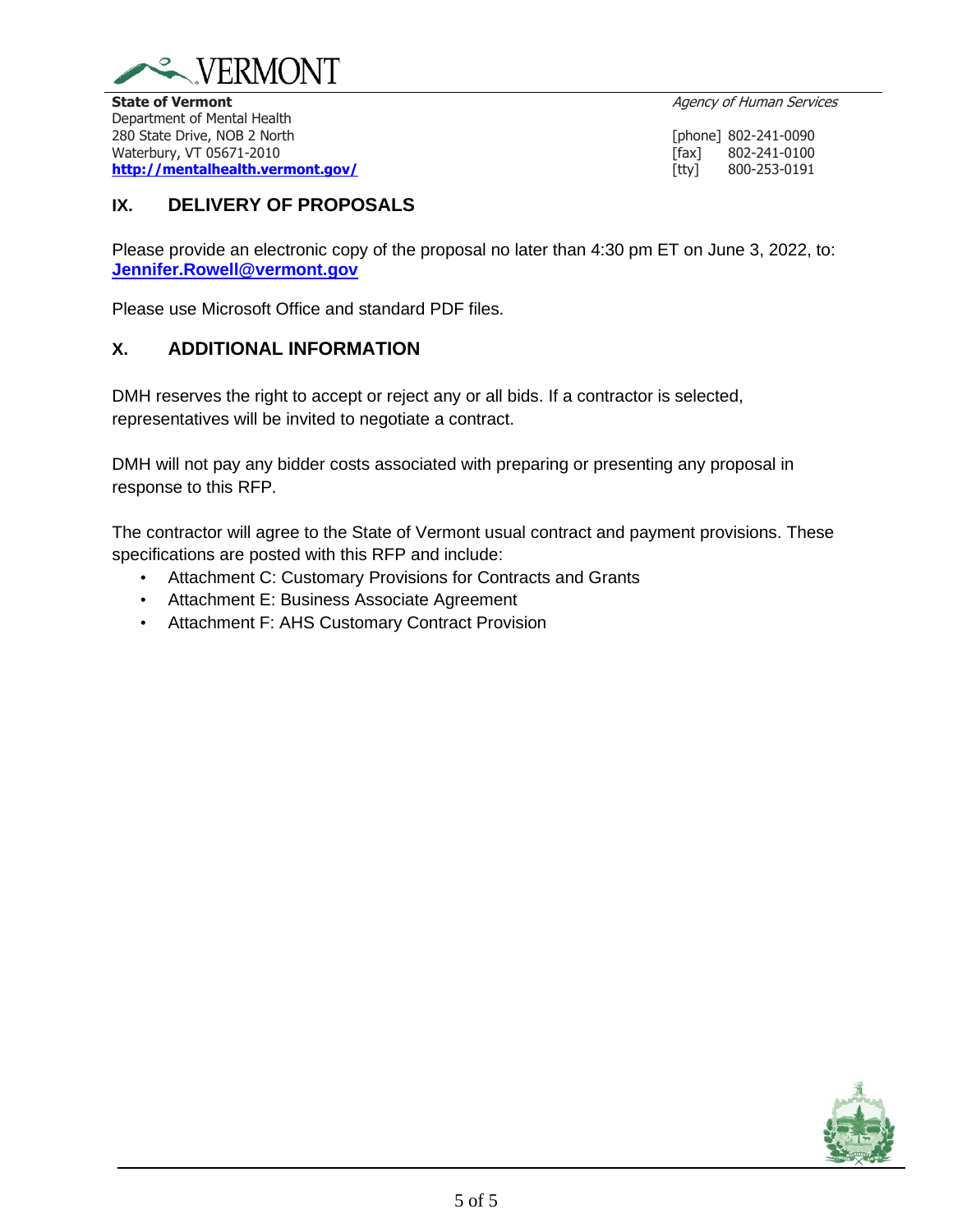**State of Vermont**
Department of Mental Health
280 State Drive, NOB 2 North
Waterbury, VT 05671-2010
**http://mentalhealth.vermont.gov/**

*Agency of Human Services*

[phone] 802-241-0090
[fax] 802-241-0100
[tty] 800-253-0191

## IX. DELIVERY OF PROPOSALS

Please provide an electronic copy of the proposal no later than 4:30 pm ET on June 3, 2022, to: **Jennifer.Rowell@vermont.gov**

Please use Microsoft Office and standard PDF files.

## X. ADDITIONAL INFORMATION

DMH reserves the right to accept or reject any or all bids. If a contractor is selected, representatives will be invited to negotiate a contract.

DMH will not pay any bidder costs associated with preparing or presenting any proposal in response to this RFP.

The contractor will agree to the State of Vermont usual contract and payment provisions. These specifications are posted with this RFP and include:

- Attachment C: Customary Provisions for Contracts and Grants
- Attachment E: Business Associate Agreement
- Attachment F: AHS Customary Contract Provision